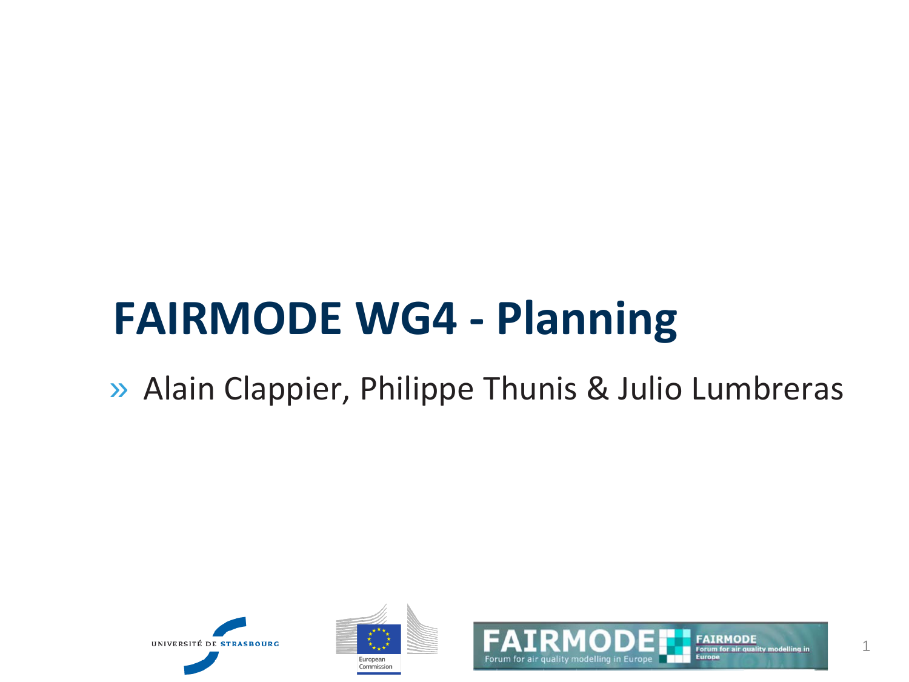# FAIRMODE WG4 - Planning

» Alain Clappier, Philippe Thunis & Julio Lumbreras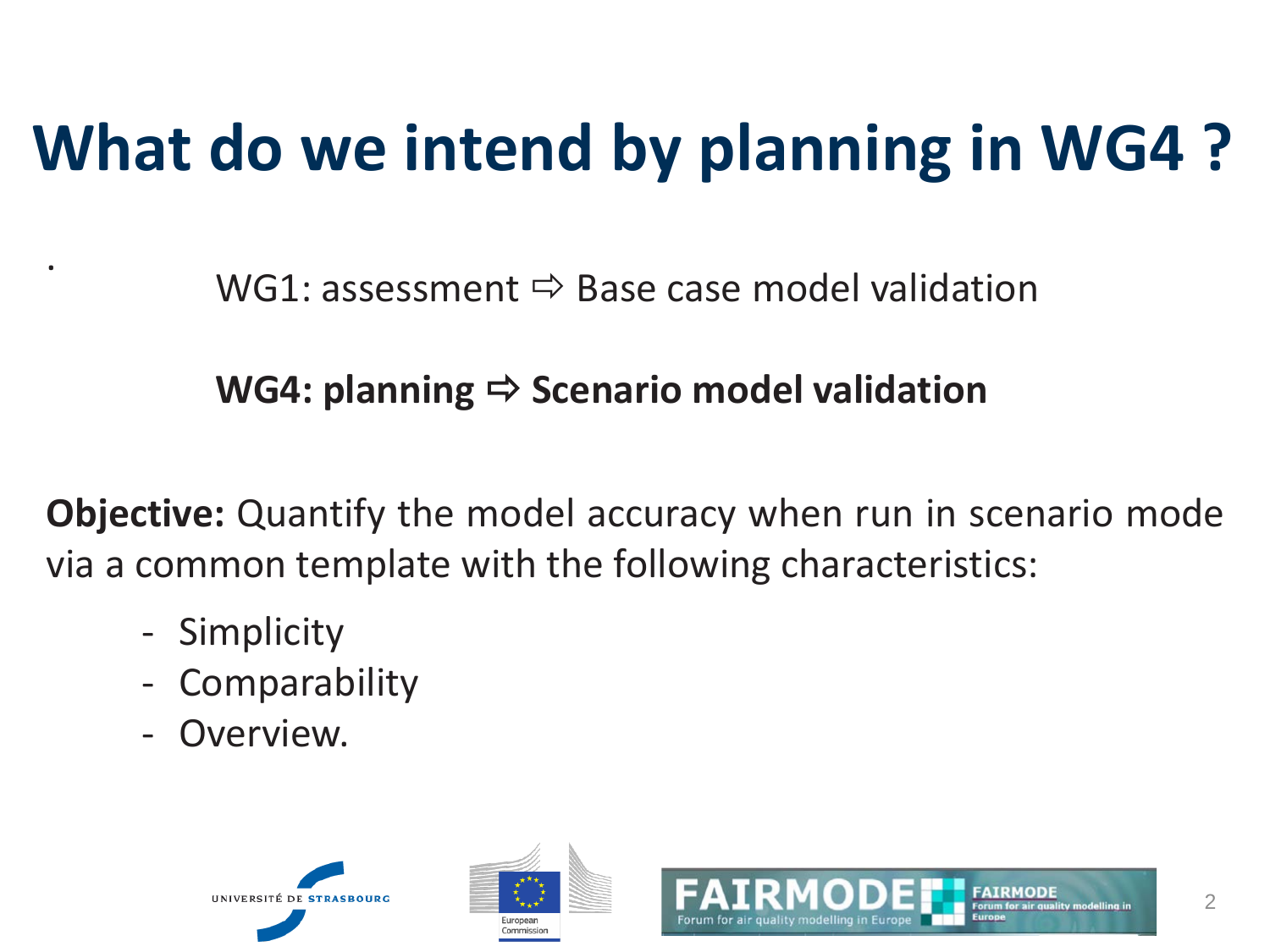# What do we intend by planning in WG4 ?

.

WG1: assessment ⇨ Base case model validation

**WG4: planning ⇨ Scenario model validation**

**Objective:** Quantify the model accuracy when run in scenario mode via a common template with the following characteristics:

- Simplicity
- Comparability
- Overview.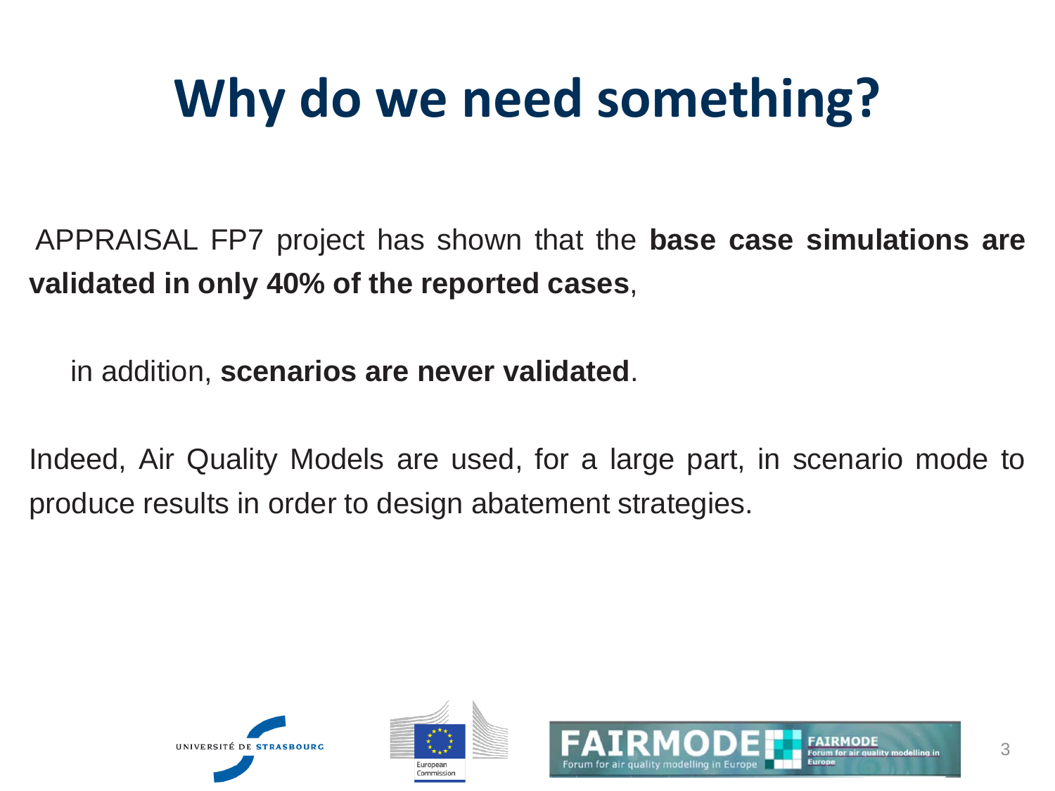# Why do we need something?

APPRAISAL FP7 project has shown that the **base case simulations are validated in only 40% of the reported cases**,

in addition, **scenarios are never validated**.

Indeed, Air Quality Models are used, for a large part, in scenario mode to produce results in order to design abatement strategies.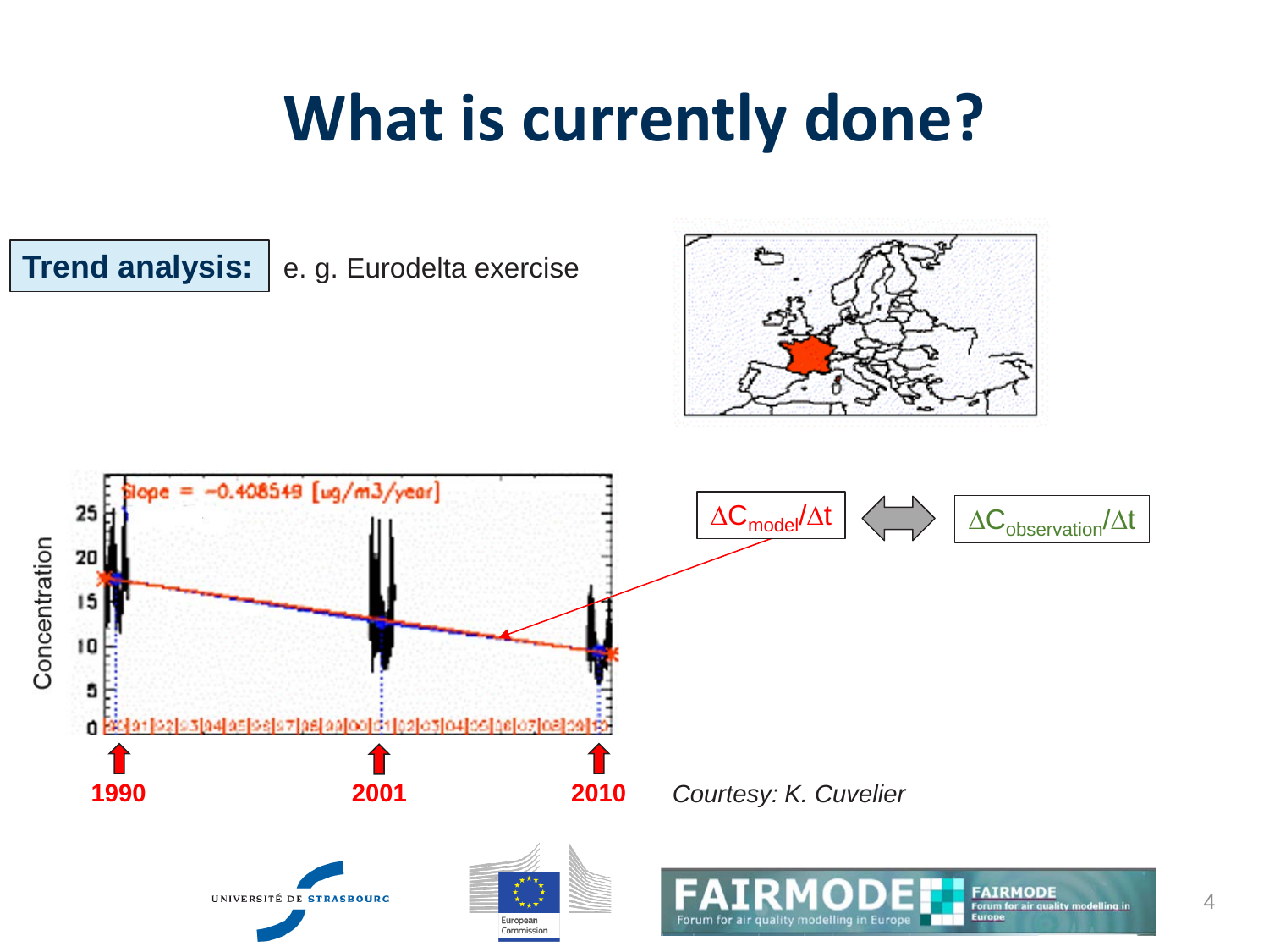# What is currently done?

**Trend analysis:** e. g. Eurodelta exercise

Slope = −0.408549 [ug/m3/year]

Concentration

1990 2001 2010

$\Delta C_{model}/\Delta t$ ⟺ $\Delta C_{observation}/\Delta t$

*Courtesy: K. Cuvelier*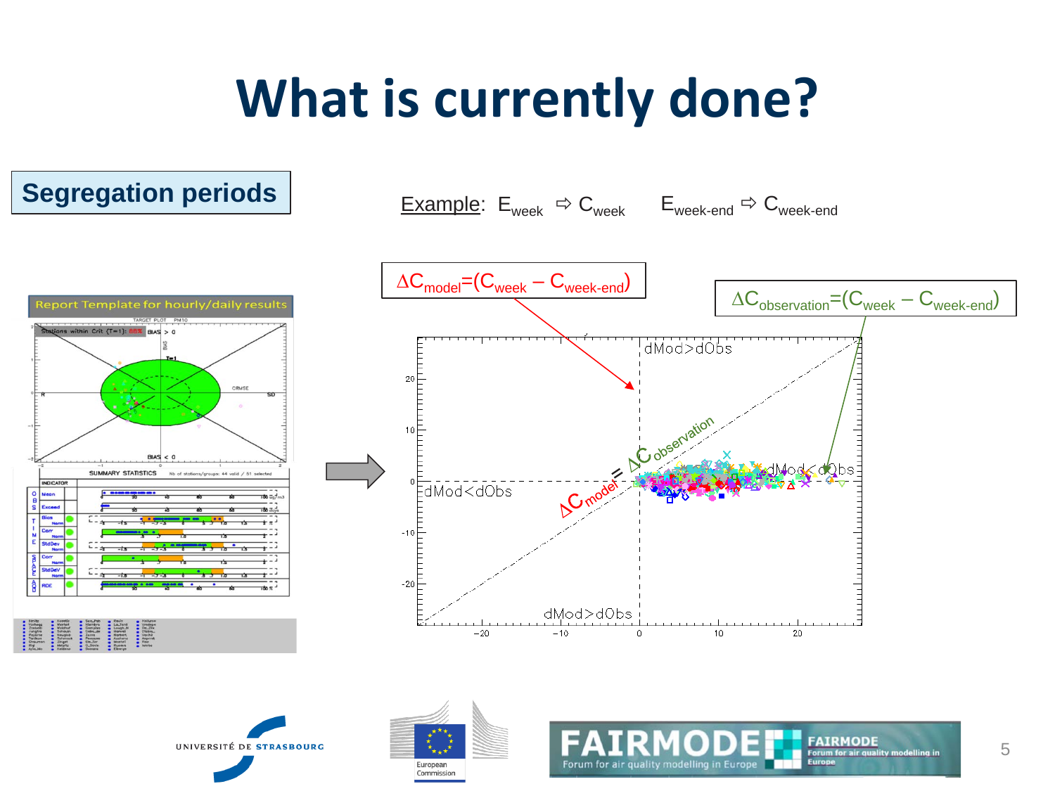# What is currently done?

**Segregation periods**

Example: $E_{week} \Rightarrow C_{week}$ $E_{week\text{-}end} \Rightarrow C_{week\text{-}end}$

$\Delta C_{model} = (C_{week} - C_{week\text{-}end})$

$\Delta C_{observation} = (C_{week} - C_{week\text{-}end})$

$\Delta C_{model} = \Delta C_{observation}$

dMod>dObs

dMod<dObs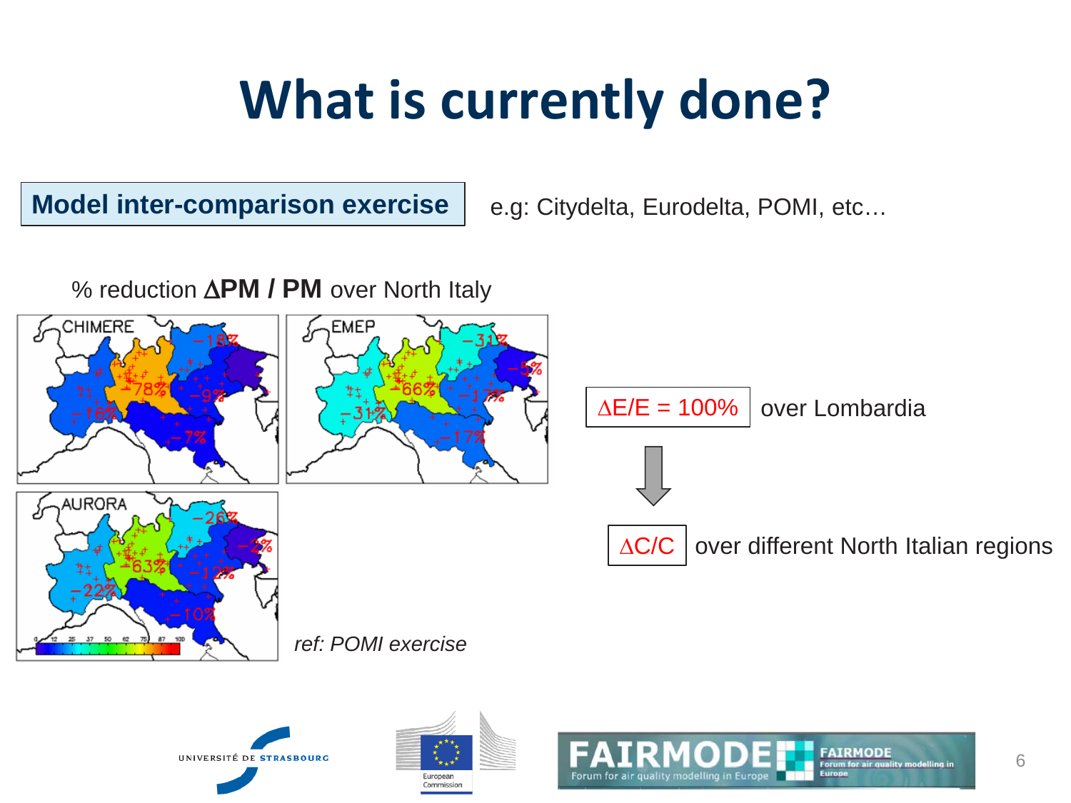# What is currently done?

**Model inter-comparison exercise** e.g: Citydelta, Eurodelta, POMI, etc…

% reduction **$\Delta$PM / PM** over North Italy

$\Delta E/E$ = 100% over Lombardia

$\Delta C/C$ over different North Italian regions

*ref: POMI exercise*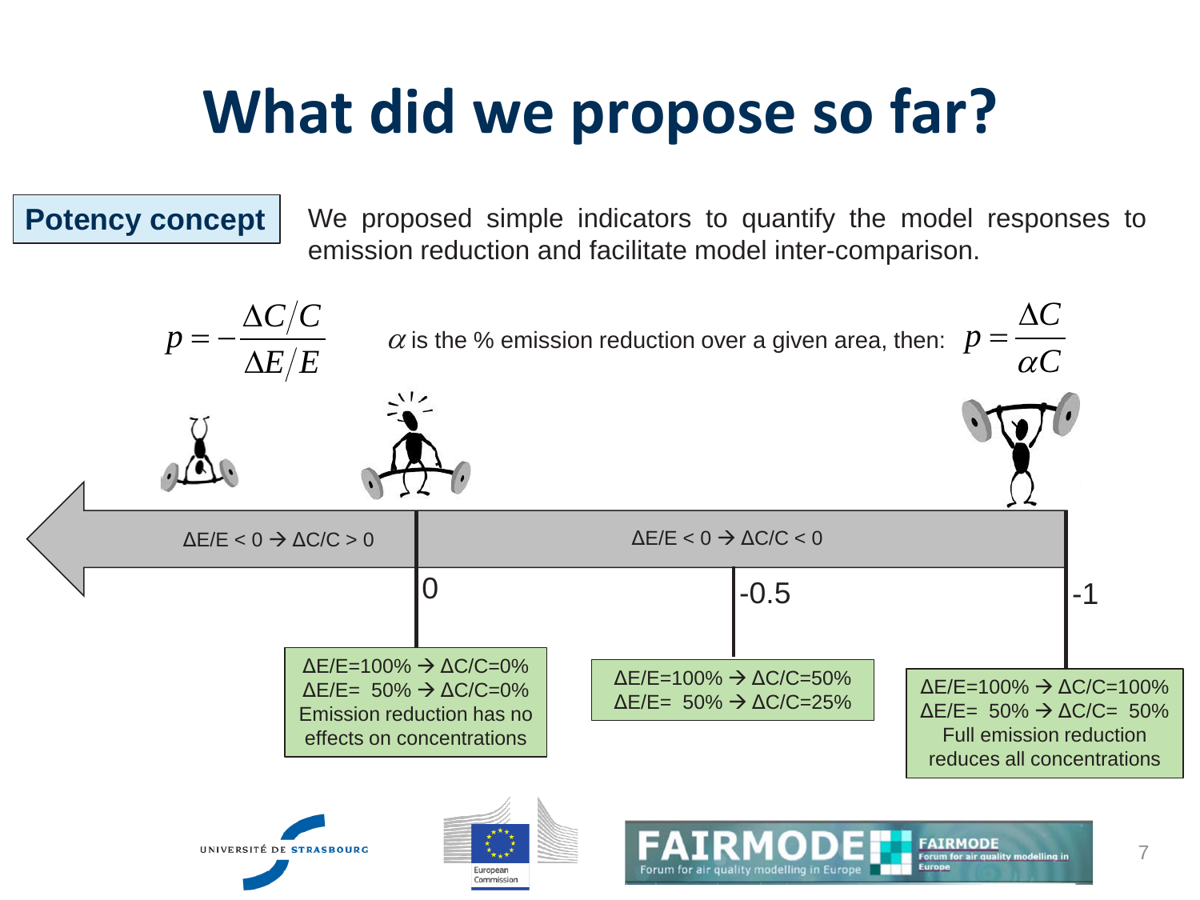# What did we propose so far?

**Potency concept**

We proposed simple indicators to quantify the model responses to emission reduction and facilitate model inter-comparison.

$$p = -\frac{\Delta C / C}{\Delta E / E}$$

$\alpha$ is the % emission reduction over a given area, then: $p = \frac{\Delta C}{\alpha C}$

$\Delta E/E < 0 \rightarrow \Delta C/C > 0$

$\Delta E/E < 0 \rightarrow \Delta C/C < 0$

0

$\Delta E/E = 100\% \rightarrow \Delta C/C = 0\%$
$\Delta E/E = 50\% \rightarrow \Delta C/C = 0\%$
Emission reduction has no effects on concentrations

-0.5

$\Delta E/E = 100\% \rightarrow \Delta C/C = 50\%$
$\Delta E/E = 50\% \rightarrow \Delta C/C = 25\%$

-1

$\Delta E/E = 100\% \rightarrow \Delta C/C = 100\%$
$\Delta E/E = 50\% \rightarrow \Delta C/C = 50\%$
Full emission reduction reduces all concentrations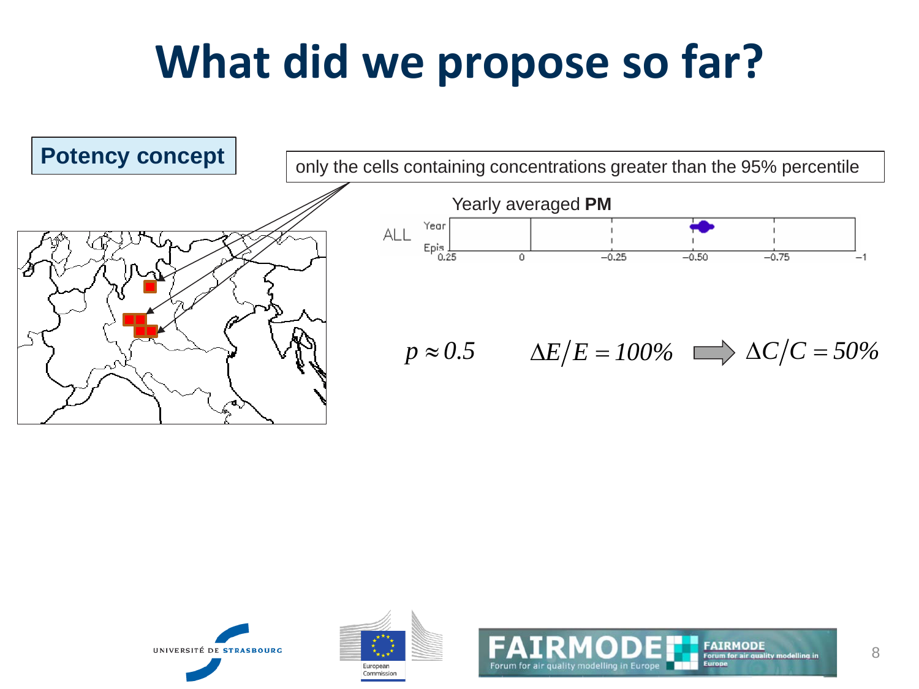# What did we propose so far?

**Potency concept**

only the cells containing concentrations greater than the 95% percentile

Yearly averaged **PM**

$p \approx 0.5$ $\quad \Delta E/E = 100\% \Rightarrow \Delta C/C = 50\%$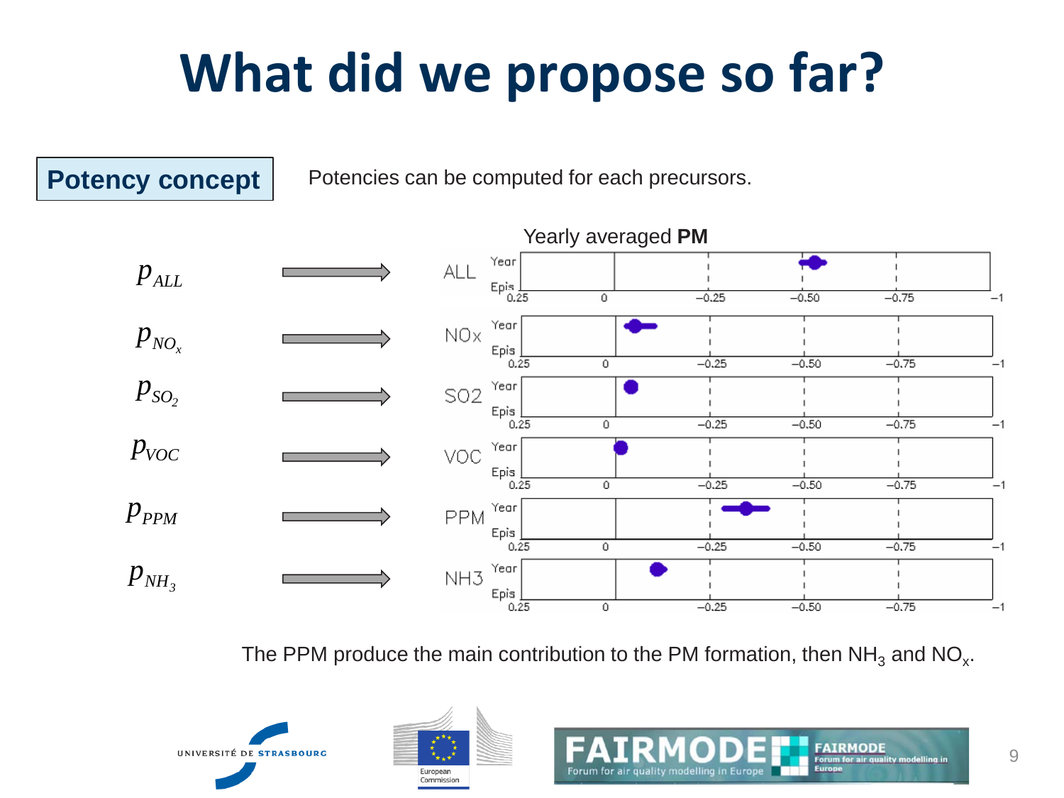# What did we propose so far?

**Potency concept**

Potencies can be computed for each precursors.

Yearly averaged **PM**

$p_{ALL}$ → ALL

$p_{NO_x}$ → NOx

$p_{SO_2}$ → SO2

$p_{VOC}$ → VOC

$p_{PPM}$ → PPM

$p_{NH_3}$ → NH3

The PPM produce the main contribution to the PM formation, then $NH_3$ and $NO_x$.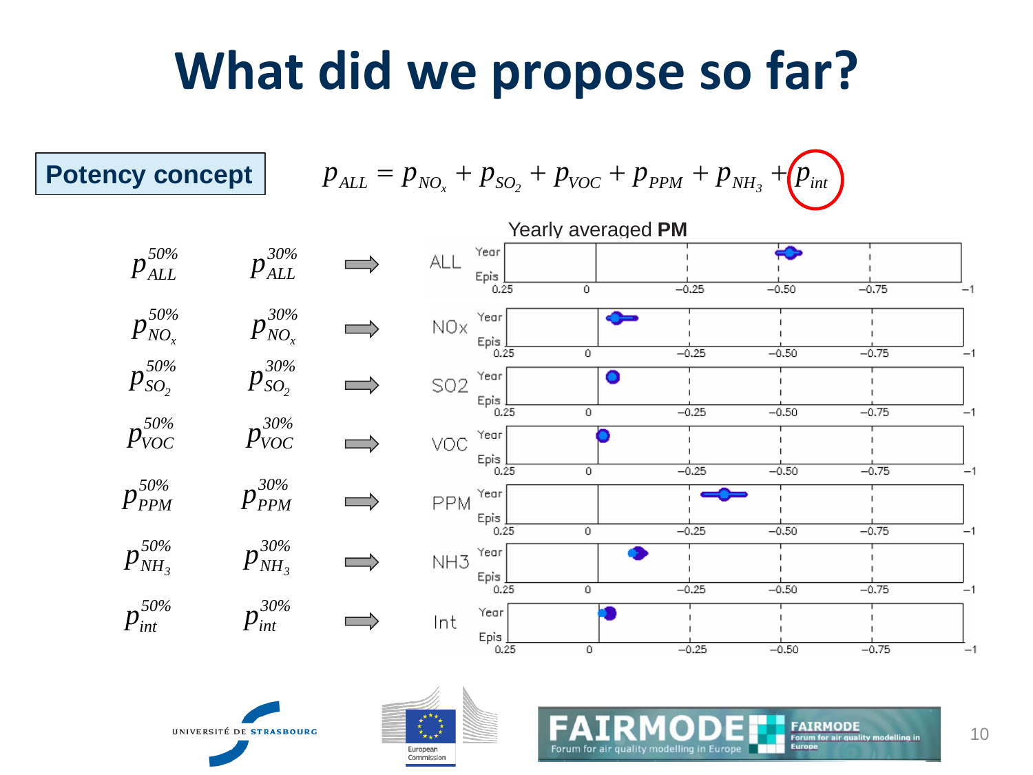# What did we propose so far?

**Potency concept**

$$p_{ALL} = p_{NO_x} + p_{SO_2} + p_{VOC} + p_{PPM} + p_{NH_3} + p_{int}$$

| | | | Yearly averaged **PM** |
|---|---|---|---|
| $p^{50\%}_{ALL}$ | $p^{30\%}_{ALL}$ | ⇒ | ALL |
| $p^{50\%}_{NO_x}$ | $p^{30\%}_{NO_x}$ | ⇒ | NOx |
| $p^{50\%}_{SO_2}$ | $p^{30\%}_{SO_2}$ | ⇒ | SO2 |
| $p^{50\%}_{VOC}$ | $p^{30\%}_{VOC}$ | ⇒ | VOC |
| $p^{50\%}_{PPM}$ | $p^{30\%}_{PPM}$ | ⇒ | PPM |
| $p^{50\%}_{NH_3}$ | $p^{30\%}_{NH_3}$ | ⇒ | NH3 |
| $p^{50\%}_{int}$ | $p^{30\%}_{int}$ | ⇒ | Int |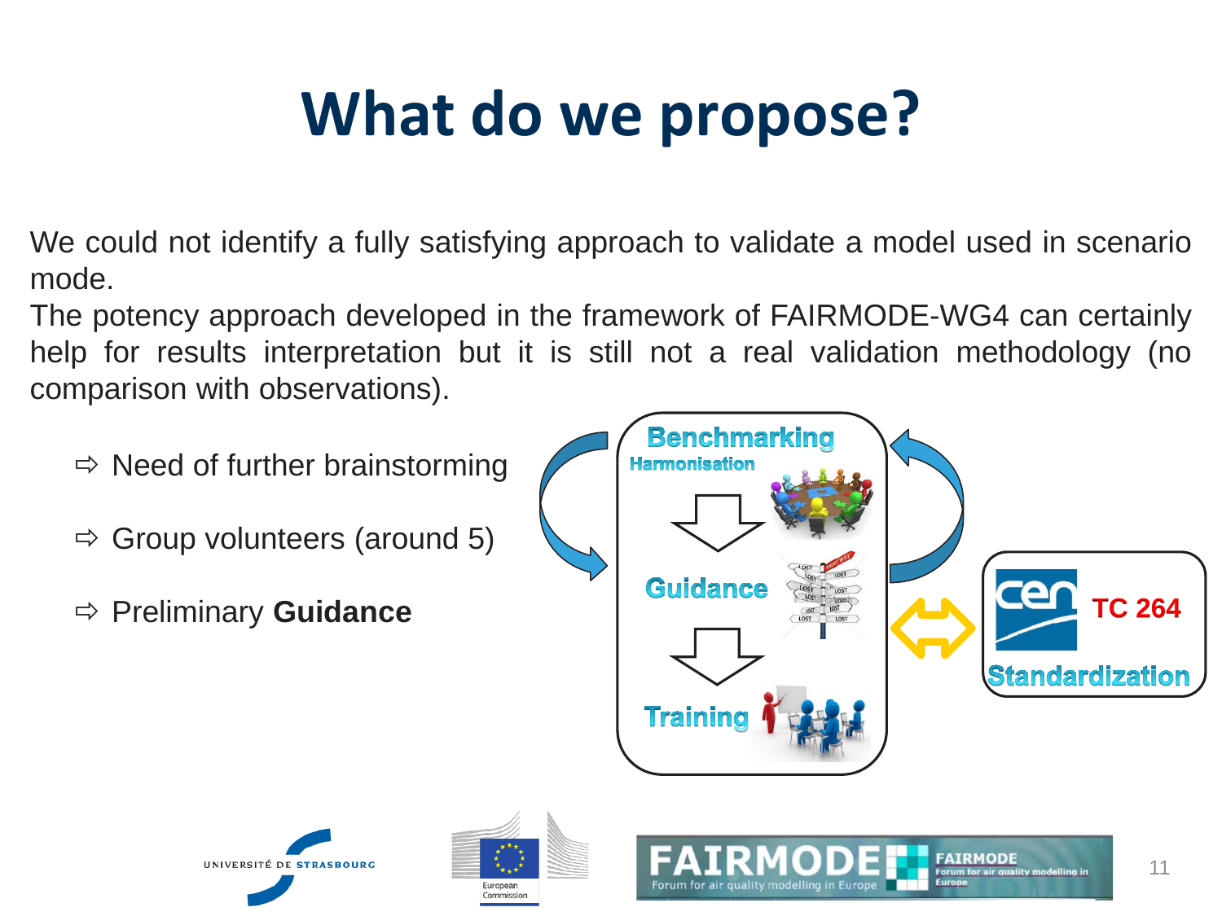# What do we propose?

We could not identify a fully satisfying approach to validate a model used in scenario mode.
The potency approach developed in the framework of FAIRMODE-WG4 can certainly help for results interpretation but it is still not a real validation methodology (no comparison with observations).

- ⇨ Need of further brainstorming
- ⇨ Group volunteers (around 5)
- ⇨ Preliminary **Guidance**

Benchmarking
Harmonisation

Guidance

Training

TC 264

Standardization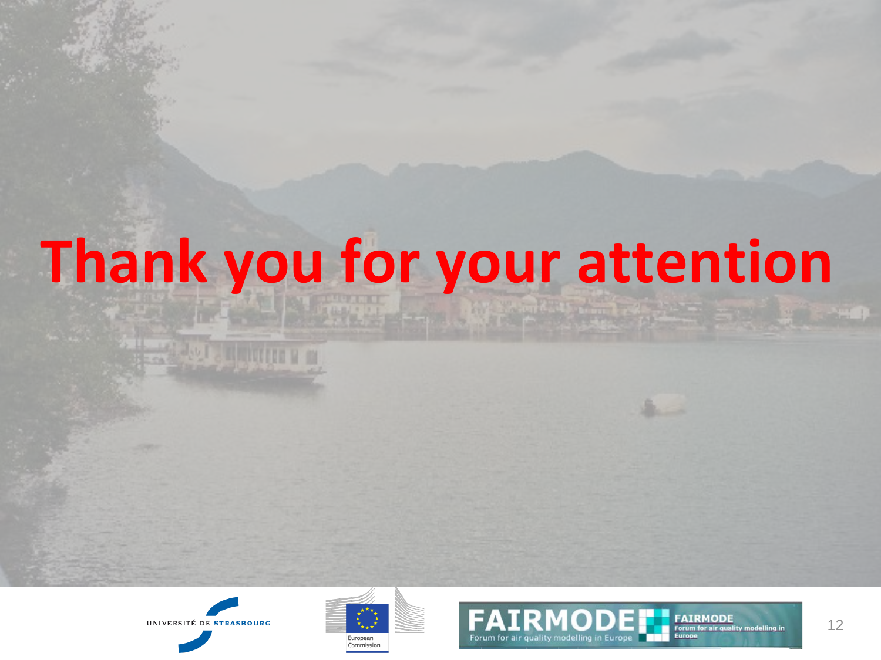# Thank you for your attention

UNIVERSITÉ DE STRASBOURG

European Commission

FAIRMODE Forum for air quality modelling in Europe